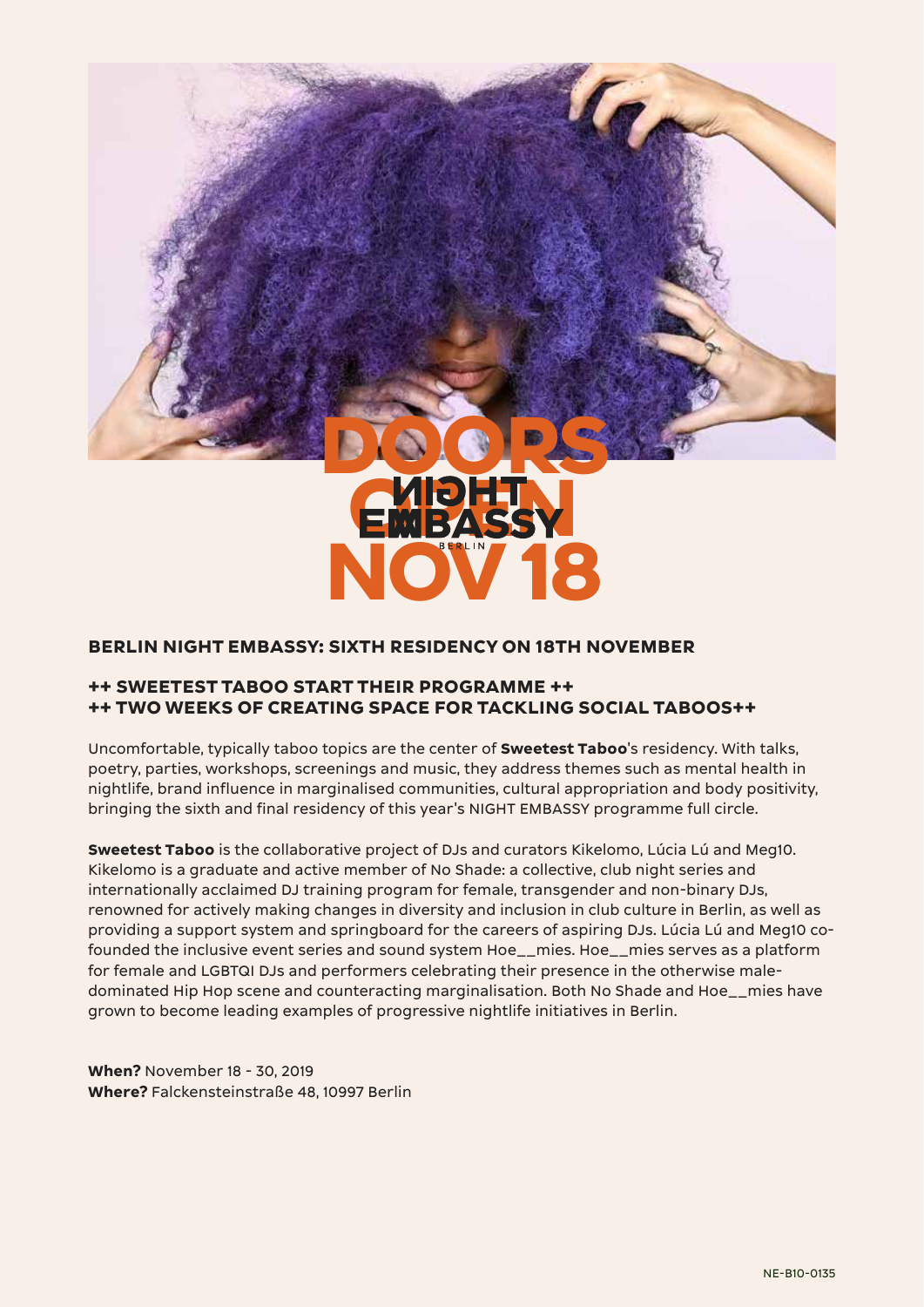DOORS OPEN NOV 18

NIGHT EMBASSY BERLIN

## BERLIN NIGHT EMBASSY: SIXTH RESIDENCY ON 18TH NOVEMBER

### ++ SWEETEST TABOO START THEIR PROGRAMME ++
### ++ TWO WEEKS OF CREATING SPACE FOR TACKLING SOCIAL TABOOS++

Uncomfortable, typically taboo topics are the center of **Sweetest Taboo**'s residency. With talks, poetry, parties, workshops, screenings and music, they address themes such as mental health in nightlife, brand influence in marginalised communities, cultural appropriation and body positivity, bringing the sixth and final residency of this year's NIGHT EMBASSY programme full circle.

**Sweetest Taboo** is the collaborative project of DJs and curators Kikelomo, Lúcia Lú and Meg10. Kikelomo is a graduate and active member of No Shade: a collective, club night series and internationally acclaimed DJ training program for female, transgender and non-binary DJs, renowned for actively making changes in diversity and inclusion in club culture in Berlin, as well as providing a support system and springboard for the careers of aspiring DJs. Lúcia Lú and Meg10 co-founded the inclusive event series and sound system Hoe__mies. Hoe__mies serves as a platform for female and LGBTQI DJs and performers celebrating their presence in the otherwise male-dominated Hip Hop scene and counteracting marginalisation. Both No Shade and Hoe__mies have grown to become leading examples of progressive nightlife initiatives in Berlin.

**When?** November 18 - 30, 2019
**Where?** Falckensteinstraße 48, 10997 Berlin

NE-B10-0135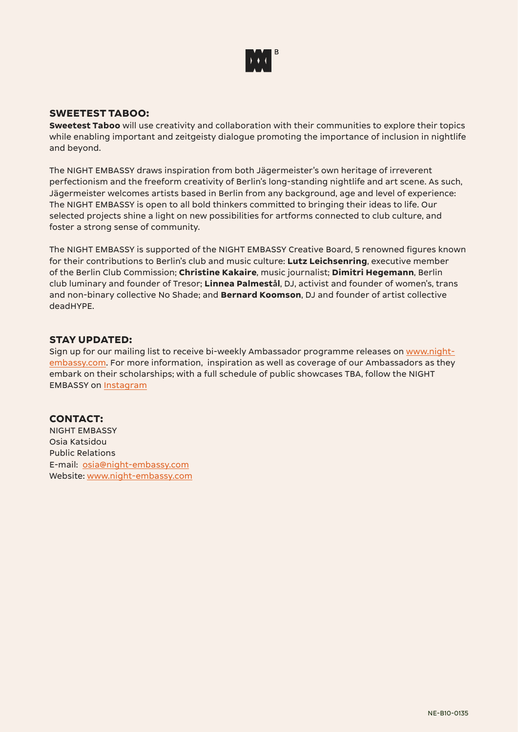## SWEETEST TABOO:

**Sweetest Taboo** will use creativity and collaboration with their communities to explore their topics while enabling important and zeitgeisty dialogue promoting the importance of inclusion in nightlife and beyond.

The NIGHT EMBASSY draws inspiration from both Jägermeister's own heritage of irreverent perfectionism and the freeform creativity of Berlin's long-standing nightlife and art scene. As such, Jägermeister welcomes artists based in Berlin from any background, age and level of experience: The NIGHT EMBASSY is open to all bold thinkers committed to bringing their ideas to life. Our selected projects shine a light on new possibilities for artforms connected to club culture, and foster a strong sense of community.

The NIGHT EMBASSY is supported of the NIGHT EMBASSY Creative Board, 5 renowned figures known for their contributions to Berlin's club and music culture: **Lutz Leichsenring**, executive member of the Berlin Club Commission; **Christine Kakaire**, music journalist; **Dimitri Hegemann**, Berlin club luminary and founder of Tresor; **Linnea Palmestål**, DJ, activist and founder of women's, trans and non-binary collective No Shade; and **Bernard Koomson**, DJ and founder of artist collective deadHYPE.

## STAY UPDATED:

Sign up for our mailing list to receive bi-weekly Ambassador programme releases on [www.night-embassy.com](www.night-embassy.com). For more information, inspiration as well as coverage of our Ambassadors as they embark on their scholarships; with a full schedule of public showcases TBA, follow the NIGHT EMBASSY on Instagram

## CONTACT:

NIGHT EMBASSY
Osia Katsidou
Public Relations
E-mail: osia@night-embassy.com
Website: www.night-embassy.com

NE-B10-0135